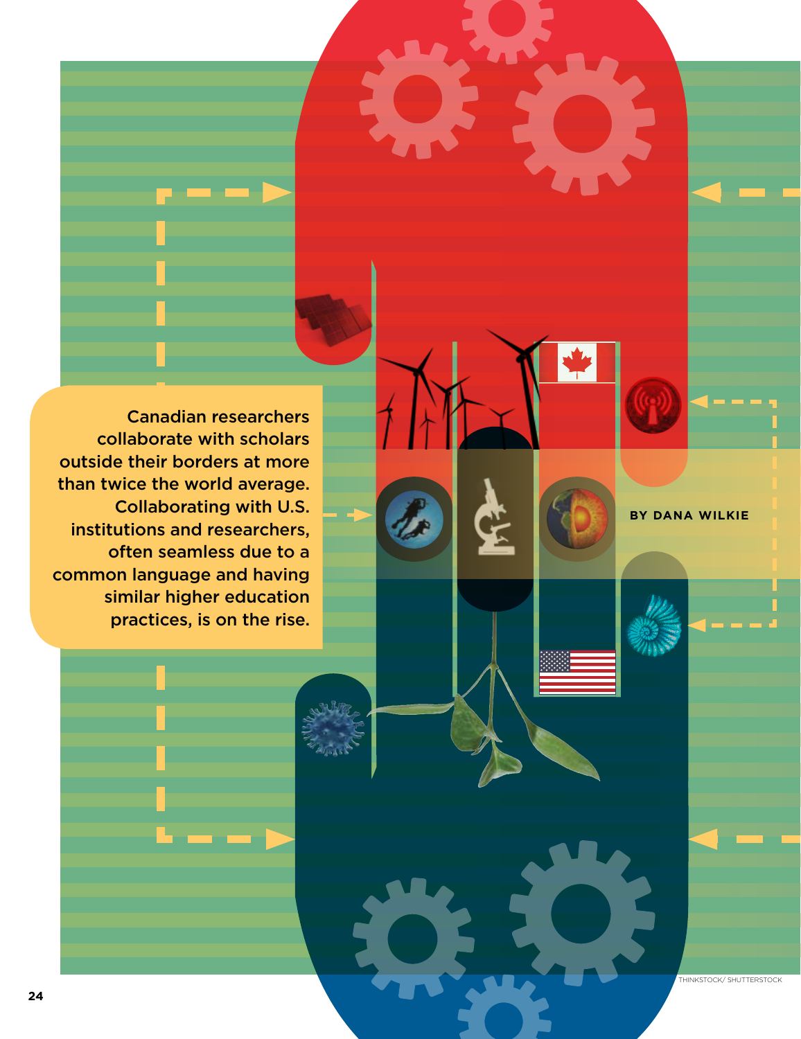Canadian researchers collaborate with scholars outside their borders at more than twice the world average. Collaborating with U.S. institutions and researchers, often seamless due to a common language and having similar higher education practices, is on the rise.

**BY DANA WILKIE**

THINKSTOCK/ SHUTTERSTOCK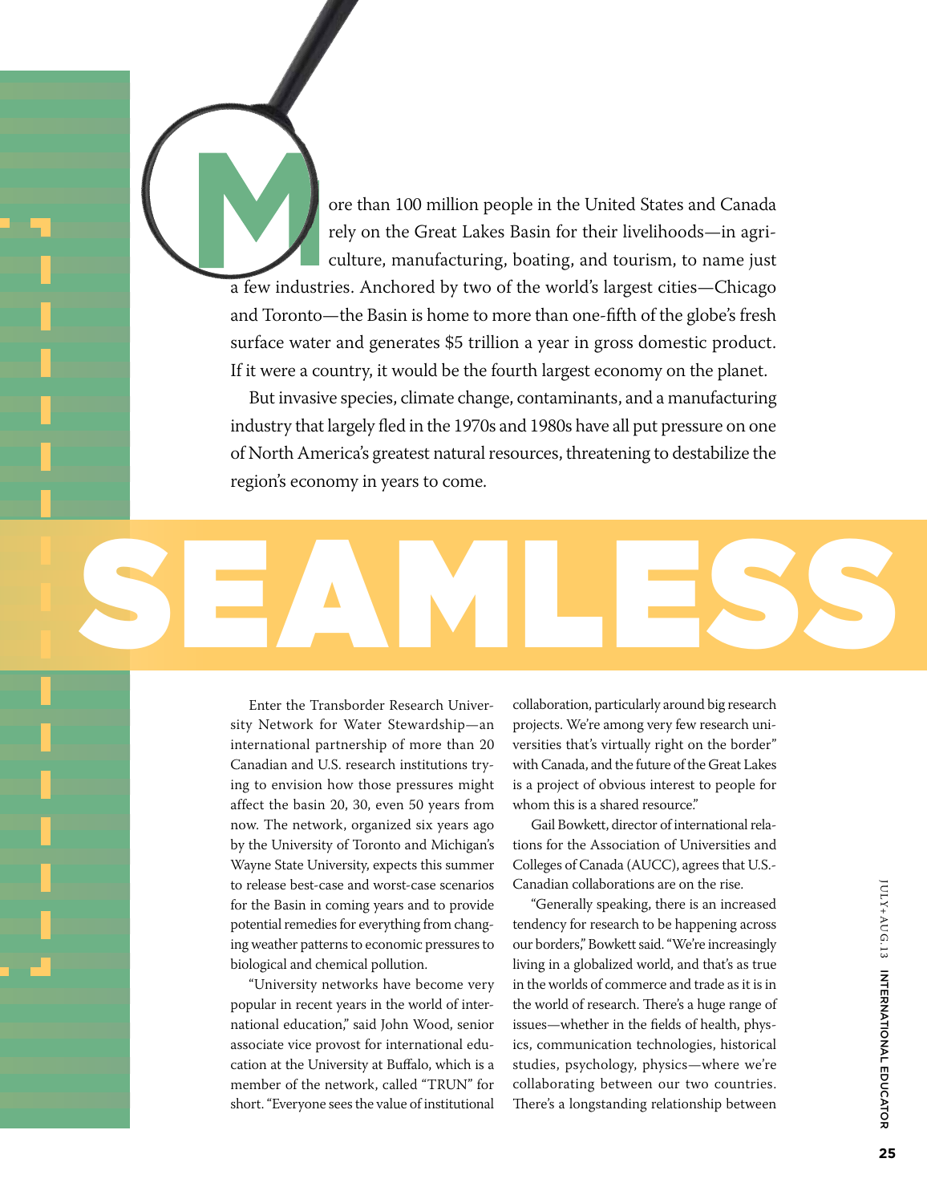More than 100 million people in the United States and Canada rely on the Great Lakes Basin for their livelihoods—in agriculture, manufacturing, boating, and tourism, to name just a few industries. Anchored by two of the world's largest cities—Chicago and Toronto—the Basin is home to more than one-fifth of the globe's fresh surface water and generates $5 trillion a year in gross domestic product. If it were a country, it would be the fourth largest economy on the planet.

But invasive species, climate change, contaminants, and a manufacturing industry that largely fled in the 1970s and 1980s have all put pressure on one of North America's greatest natural resources, threatening to destabilize the region's economy in years to come.

# SEAMLESS

Enter the Transborder Research University Network for Water Stewardship—an international partnership of more than 20 Canadian and U.S. research institutions trying to envision how those pressures might affect the basin 20, 30, even 50 years from now. The network, organized six years ago by the University of Toronto and Michigan's Wayne State University, expects this summer to release best-case and worst-case scenarios for the Basin in coming years and to provide potential remedies for everything from changing weather patterns to economic pressures to biological and chemical pollution.

"University networks have become very popular in recent years in the world of international education," said John Wood, senior associate vice provost for international education at the University at Buffalo, which is a member of the network, called "TRUN" for short. "Everyone sees the value of institutional collaboration, particularly around big research projects. We're among very few research universities that's virtually right on the border" with Canada, and the future of the Great Lakes is a project of obvious interest to people for whom this is a shared resource."

Gail Bowkett, director of international relations for the Association of Universities and Colleges of Canada (AUCC), agrees that U.S.-Canadian collaborations are on the rise.

"Generally speaking, there is an increased tendency for research to be happening across our borders," Bowkett said. "We're increasingly living in a globalized world, and that's as true in the worlds of commerce and trade as it is in the world of research. There's a huge range of issues—whether in the fields of health, physics, communication technologies, historical studies, psychology, physics—where we're collaborating between our two countries. There's a longstanding relationship between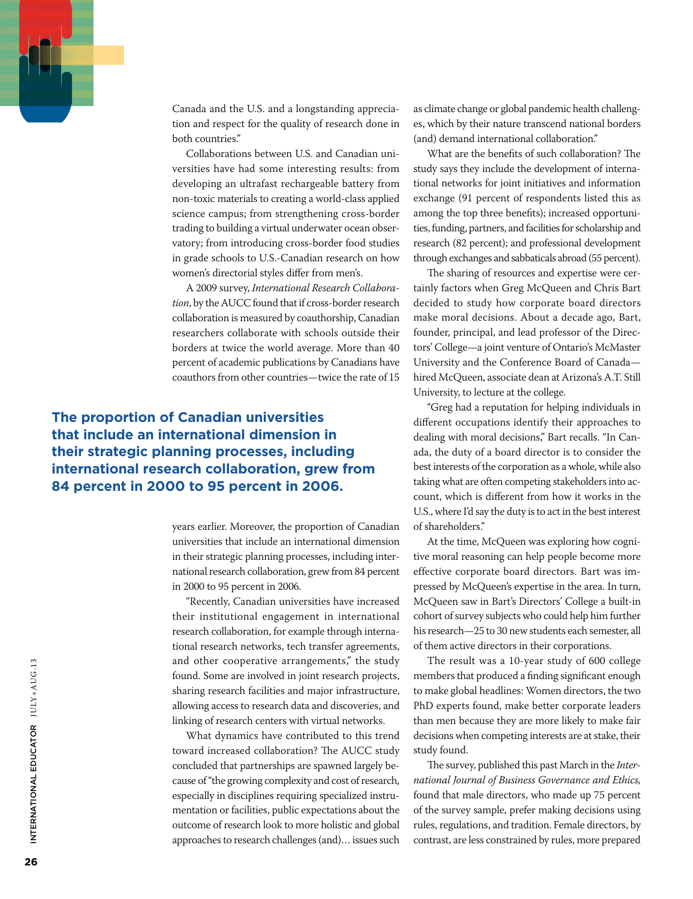Canada and the U.S. and a longstanding appreciation and respect for the quality of research done in both countries."

Collaborations between U.S. and Canadian universities have had some interesting results: from developing an ultrafast rechargeable battery from non-toxic materials to creating a world-class applied science campus; from strengthening cross-border trading to building a virtual underwater ocean observatory; from introducing cross-border food studies in grade schools to U.S.-Canadian research on how women's directorial styles differ from men's.

A 2009 survey, *International Research Collaboration*, by the AUCC found that if cross-border research collaboration is measured by coauthorship, Canadian researchers collaborate with schools outside their borders at twice the world average. More than 40 percent of academic publications by Canadians have coauthors from other countries—twice the rate of 15 years earlier. Moreover, the proportion of Canadian universities that include an international dimension in their strategic planning processes, including international research collaboration, grew from 84 percent in 2000 to 95 percent in 2006.

**The proportion of Canadian universities that include an international dimension in their strategic planning processes, including international research collaboration, grew from 84 percent in 2000 to 95 percent in 2006.**

"Recently, Canadian universities have increased their institutional engagement in international research collaboration, for example through international research networks, tech transfer agreements, and other cooperative arrangements," the study found. Some are involved in joint research projects, sharing research facilities and major infrastructure, allowing access to research data and discoveries, and linking of research centers with virtual networks.

What dynamics have contributed to this trend toward increased collaboration? The AUCC study concluded that partnerships are spawned largely because of "the growing complexity and cost of research, especially in disciplines requiring specialized instrumentation or facilities, public expectations about the outcome of research look to more holistic and global approaches to research challenges (and)… issues such as climate change or global pandemic health challenges, which by their nature transcend national borders (and) demand international collaboration."

What are the benefits of such collaboration? The study says they include the development of international networks for joint initiatives and information exchange (91 percent of respondents listed this as among the top three benefits); increased opportunities, funding, partners, and facilities for scholarship and research (82 percent); and professional development through exchanges and sabbaticals abroad (55 percent).

The sharing of resources and expertise were certainly factors when Greg McQueen and Chris Bart decided to study how corporate board directors make moral decisions. About a decade ago, Bart, founder, principal, and lead professor of the Directors' College—a joint venture of Ontario's McMaster University and the Conference Board of Canada—hired McQueen, associate dean at Arizona's A.T. Still University, to lecture at the college.

"Greg had a reputation for helping individuals in different occupations identify their approaches to dealing with moral decisions," Bart recalls. "In Canada, the duty of a board director is to consider the best interests of the corporation as a whole, while also taking what are often competing stakeholders into account, which is different from how it works in the U.S., where I'd say the duty is to act in the best interest of shareholders."

At the time, McQueen was exploring how cognitive moral reasoning can help people become more effective corporate board directors. Bart was impressed by McQueen's expertise in the area. In turn, McQueen saw in Bart's Directors' College a built-in cohort of survey subjects who could help him further his research—25 to 30 new students each semester, all of them active directors in their corporations.

The result was a 10-year study of 600 college members that produced a finding significant enough to make global headlines: Women directors, the two PhD experts found, make better corporate leaders than men because they are more likely to make fair decisions when competing interests are at stake, their study found.

The survey, published this past March in the *International Journal of Business Governance and Ethics,* found that male directors, who made up 75 percent of the survey sample, prefer making decisions using rules, regulations, and tradition. Female directors, by contrast, are less constrained by rules, more prepared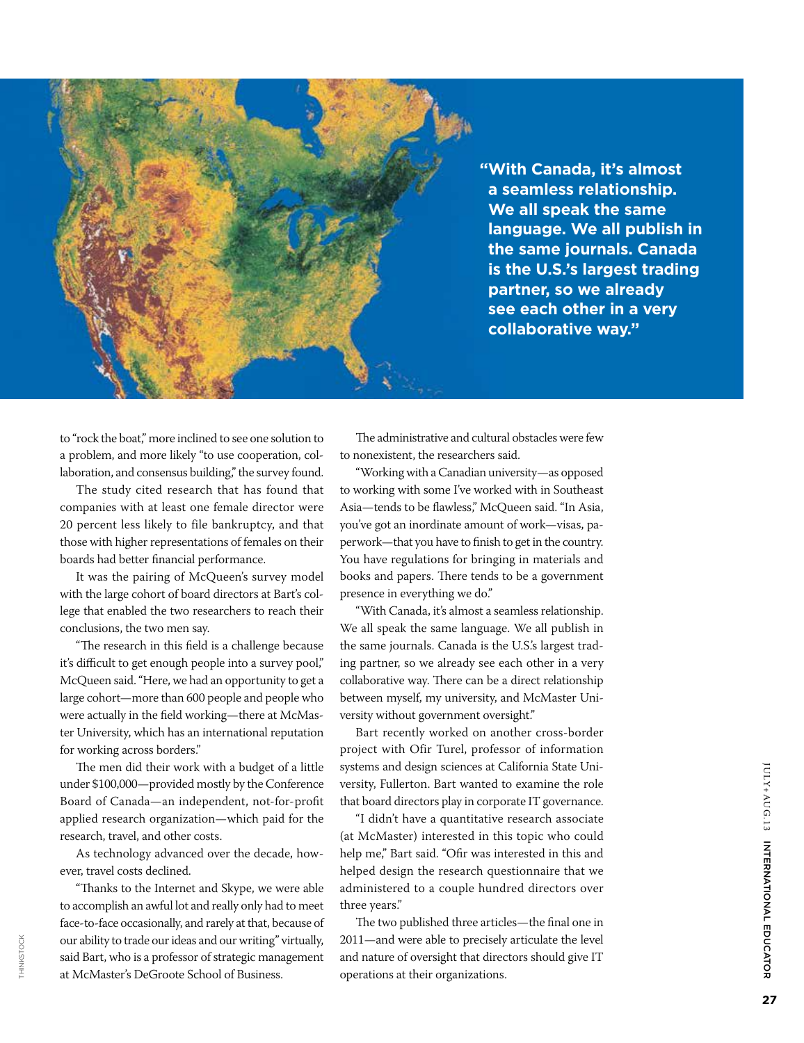> "With Canada, it's almost a seamless relationship. We all speak the same language. We all publish in the same journals. Canada is the U.S.'s largest trading partner, so we already see each other in a very collaborative way."

to "rock the boat," more inclined to see one solution to a problem, and more likely "to use cooperation, collaboration, and consensus building," the survey found.

The study cited research that has found that companies with at least one female director were 20 percent less likely to file bankruptcy, and that those with higher representations of females on their boards had better financial performance.

It was the pairing of McQueen's survey model with the large cohort of board directors at Bart's college that enabled the two researchers to reach their conclusions, the two men say.

"The research in this field is a challenge because it's difficult to get enough people into a survey pool," McQueen said. "Here, we had an opportunity to get a large cohort—more than 600 people and people who were actually in the field working—there at McMaster University, which has an international reputation for working across borders."

The men did their work with a budget of a little under $100,000—provided mostly by the Conference Board of Canada—an independent, not-for-profit applied research organization—which paid for the research, travel, and other costs.

As technology advanced over the decade, however, travel costs declined.

"Thanks to the Internet and Skype, we were able to accomplish an awful lot and really only had to meet face-to-face occasionally, and rarely at that, because of our ability to trade our ideas and our writing" virtually, said Bart, who is a professor of strategic management at McMaster's DeGroote School of Business.

The administrative and cultural obstacles were few to nonexistent, the researchers said.

"Working with a Canadian university—as opposed to working with some I've worked with in Southeast Asia—tends to be flawless," McQueen said. "In Asia, you've got an inordinate amount of work—visas, paperwork—that you have to finish to get in the country. You have regulations for bringing in materials and books and papers. There tends to be a government presence in everything we do."

"With Canada, it's almost a seamless relationship. We all speak the same language. We all publish in the same journals. Canada is the U.S.'s largest trading partner, so we already see each other in a very collaborative way. There can be a direct relationship between myself, my university, and McMaster University without government oversight."

Bart recently worked on another cross-border project with Ofir Turel, professor of information systems and design sciences at California State University, Fullerton. Bart wanted to examine the role that board directors play in corporate IT governance.

"I didn't have a quantitative research associate (at McMaster) interested in this topic who could help me," Bart said. "Ofir was interested in this and helped design the research questionnaire that we administered to a couple hundred directors over three years."

The two published three articles—the final one in 2011—and were able to precisely articulate the level and nature of oversight that directors should give IT operations at their organizations.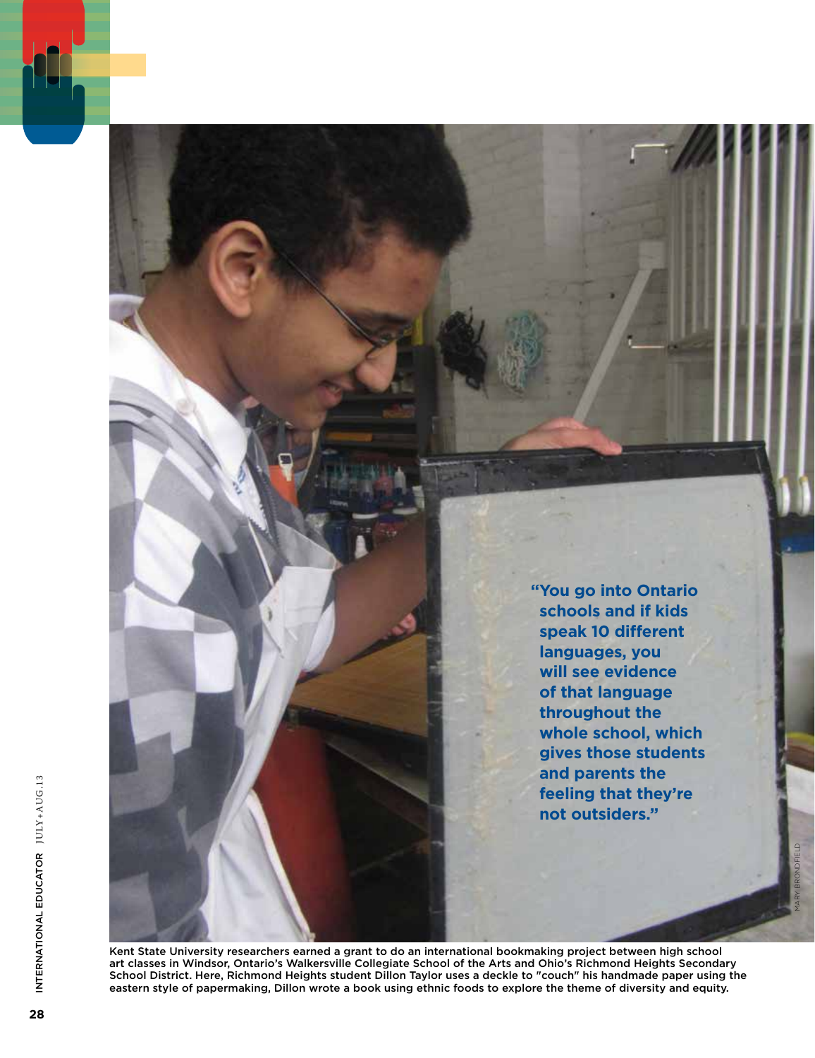"You go into Ontario schools and if kids speak 10 different languages, you will see evidence of that language throughout the whole school, which gives those students and parents the feeling that they're not outsiders."

MARY BRONDFIELD

Kent State University researchers earned a grant to do an international bookmaking project between high school art classes in Windsor, Ontario's Walkersville Collegiate School of the Arts and Ohio's Richmond Heights Secondary School District. Here, Richmond Heights student Dillon Taylor uses a deckle to "couch" his handmade paper using the eastern style of papermaking, Dillon wrote a book using ethnic foods to explore the theme of diversity and equity.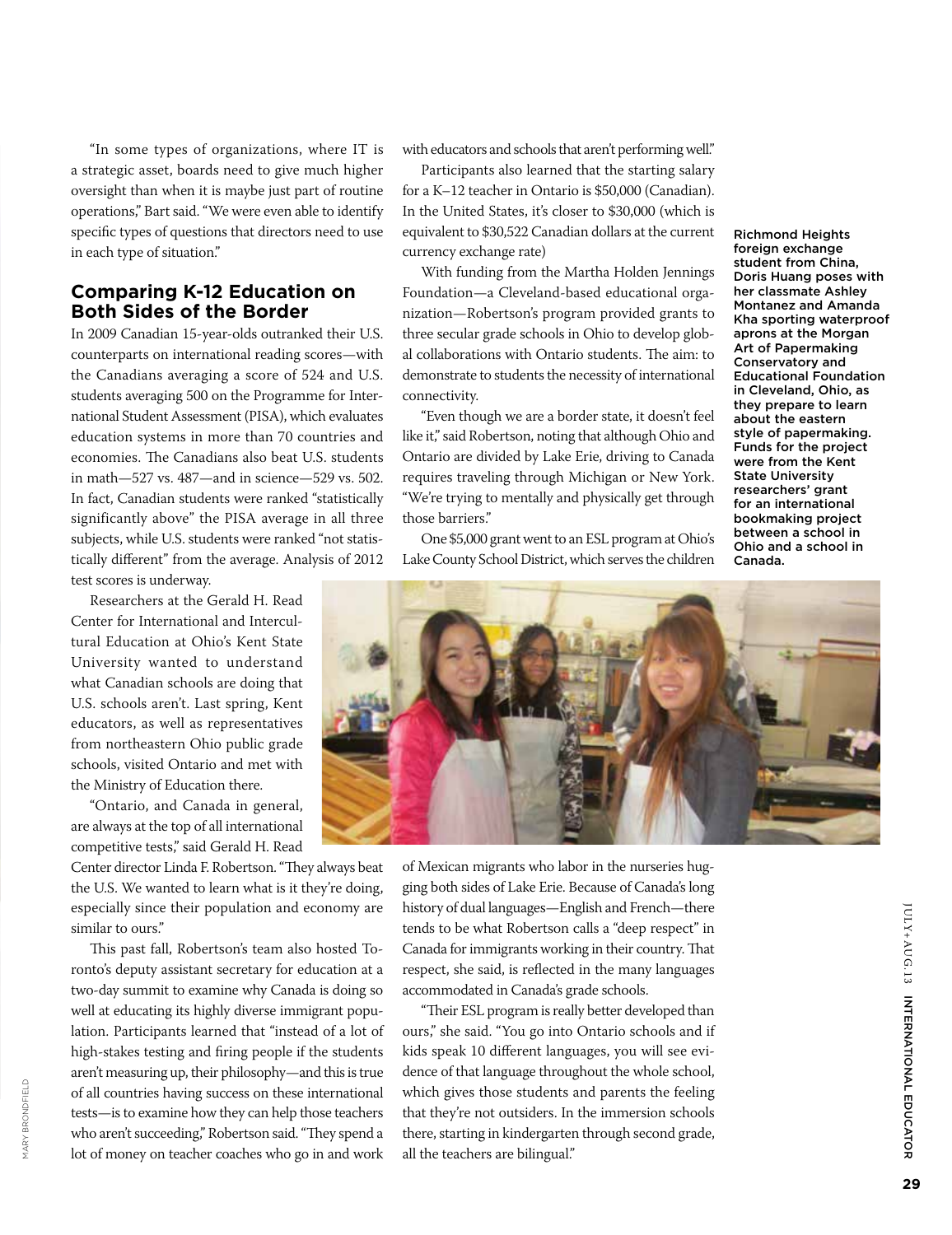"In some types of organizations, where IT is a strategic asset, boards need to give much higher oversight than when it is maybe just part of routine operations," Bart said. "We were even able to identify specific types of questions that directors need to use in each type of situation."

## Comparing K-12 Education on Both Sides of the Border

In 2009 Canadian 15-year-olds outranked their U.S. counterparts on international reading scores—with the Canadians averaging a score of 524 and U.S. students averaging 500 on the Programme for International Student Assessment (PISA), which evaluates education systems in more than 70 countries and economies. The Canadians also beat U.S. students in math—527 vs. 487—and in science—529 vs. 502. In fact, Canadian students were ranked "statistically significantly above" the PISA average in all three subjects, while U.S. students were ranked "not statistically different" from the average. Analysis of 2012 test scores is underway.

Researchers at the Gerald H. Read Center for International and Intercultural Education at Ohio's Kent State University wanted to understand what Canadian schools are doing that U.S. schools aren't. Last spring, Kent educators, as well as representatives from northeastern Ohio public grade schools, visited Ontario and met with the Ministry of Education there.

"Ontario, and Canada in general, are always at the top of all international competitive tests," said Gerald H. Read Center director Linda F. Robertson. "They always beat the U.S. We wanted to learn what is it they're doing, especially since their population and economy are similar to ours."

This past fall, Robertson's team also hosted Toronto's deputy assistant secretary for education at a two-day summit to examine why Canada is doing so well at educating its highly diverse immigrant population. Participants learned that "instead of a lot of high-stakes testing and firing people if the students aren't measuring up, their philosophy—and this is true of all countries having success on these international tests—is to examine how they can help those teachers who aren't succeeding," Robertson said. "They spend a lot of money on teacher coaches who go in and work with educators and schools that aren't performing well."

Participants also learned that the starting salary for a K–12 teacher in Ontario is $50,000 (Canadian). In the United States, it's closer to $30,000 (which is equivalent to $30,522 Canadian dollars at the current currency exchange rate)

With funding from the Martha Holden Jennings Foundation—a Cleveland-based educational organization—Robertson's program provided grants to three secular grade schools in Ohio to develop global collaborations with Ontario students. The aim: to demonstrate to students the necessity of international connectivity.

"Even though we are a border state, it doesn't feel like it," said Robertson, noting that although Ohio and Ontario are divided by Lake Erie, driving to Canada requires traveling through Michigan or New York. "We're trying to mentally and physically get through those barriers."

One $5,000 grant went to an ESL program at Ohio's Lake County School District, which serves the children of Mexican migrants who labor in the nurseries hugging both sides of Lake Erie. Because of Canada's long history of dual languages—English and French—there tends to be what Robertson calls a "deep respect" in Canada for immigrants working in their country. That respect, she said, is reflected in the many languages accommodated in Canada's grade schools.

"Their ESL program is really better developed than ours," she said. "You go into Ontario schools and if kids speak 10 different languages, you will see evidence of that language throughout the whole school, which gives those students and parents the feeling that they're not outsiders. In the immersion schools there, starting in kindergarten through second grade, all the teachers are bilingual."

**Richmond Heights foreign exchange student from China, Doris Huang poses with her classmate Ashley Montanez and Amanda Kha sporting waterproof aprons at the Morgan Art of Papermaking Conservatory and Educational Foundation in Cleveland, Ohio, as they prepare to learn about the eastern style of papermaking. Funds for the project were from the Kent State University researchers' grant for an international bookmaking project between a school in Ohio and a school in Canada.**

MARY BRONDFIELD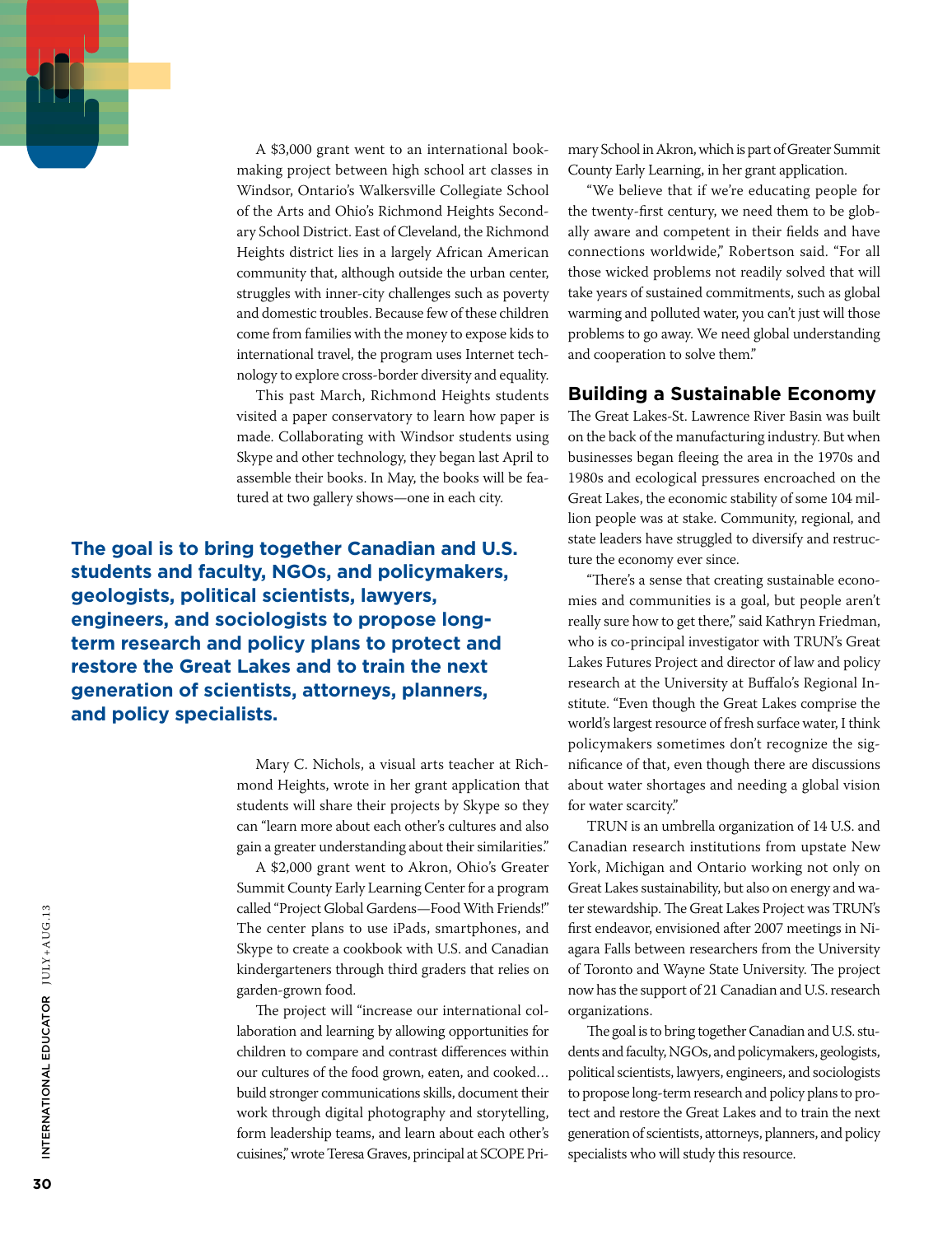A $3,000 grant went to an international bookmaking project between high school art classes in Windsor, Ontario's Walkersville Collegiate School of the Arts and Ohio's Richmond Heights Secondary School District. East of Cleveland, the Richmond Heights district lies in a largely African American community that, although outside the urban center, struggles with inner-city challenges such as poverty and domestic troubles. Because few of these children come from families with the money to expose kids to international travel, the program uses Internet technology to explore cross-border diversity and equality.

This past March, Richmond Heights students visited a paper conservatory to learn how paper is made. Collaborating with Windsor students using Skype and other technology, they began last April to assemble their books. In May, the books will be featured at two gallery shows—one in each city.

**The goal is to bring together Canadian and U.S. students and faculty, NGOs, and policymakers, geologists, political scientists, lawyers, engineers, and sociologists to propose long-term research and policy plans to protect and restore the Great Lakes and to train the next generation of scientists, attorneys, planners, and policy specialists.**

Mary C. Nichols, a visual arts teacher at Richmond Heights, wrote in her grant application that students will share their projects by Skype so they can "learn more about each other's cultures and also gain a greater understanding about their similarities."

A $2,000 grant went to Akron, Ohio's Greater Summit County Early Learning Center for a program called "Project Global Gardens—Food With Friends!" The center plans to use iPads, smartphones, and Skype to create a cookbook with U.S. and Canadian kindergarteners through third graders that relies on garden-grown food.

The project will "increase our international collaboration and learning by allowing opportunities for children to compare and contrast differences within our cultures of the food grown, eaten, and cooked… build stronger communications skills, document their work through digital photography and storytelling, form leadership teams, and learn about each other's cuisines," wrote Teresa Graves, principal at SCOPE Primary School in Akron, which is part of Greater Summit County Early Learning, in her grant application.

"We believe that if we're educating people for the twenty-first century, we need them to be globally aware and competent in their fields and have connections worldwide," Robertson said. "For all those wicked problems not readily solved that will take years of sustained commitments, such as global warming and polluted water, you can't just will those problems to go away. We need global understanding and cooperation to solve them."

## Building a Sustainable Economy

The Great Lakes-St. Lawrence River Basin was built on the back of the manufacturing industry. But when businesses began fleeing the area in the 1970s and 1980s and ecological pressures encroached on the Great Lakes, the economic stability of some 104 million people was at stake. Community, regional, and state leaders have struggled to diversify and restructure the economy ever since.

"There's a sense that creating sustainable economies and communities is a goal, but people aren't really sure how to get there," said Kathryn Friedman, who is co-principal investigator with TRUN's Great Lakes Futures Project and director of law and policy research at the University at Buffalo's Regional Institute. "Even though the Great Lakes comprise the world's largest resource of fresh surface water, I think policymakers sometimes don't recognize the significance of that, even though there are discussions about water shortages and needing a global vision for water scarcity."

TRUN is an umbrella organization of 14 U.S. and Canadian research institutions from upstate New York, Michigan and Ontario working not only on Great Lakes sustainability, but also on energy and water stewardship. The Great Lakes Project was TRUN's first endeavor, envisioned after 2007 meetings in Niagara Falls between researchers from the University of Toronto and Wayne State University. The project now has the support of 21 Canadian and U.S. research organizations.

The goal is to bring together Canadian and U.S. students and faculty, NGOs, and policymakers, geologists, political scientists, lawyers, engineers, and sociologists to propose long-term research and policy plans to protect and restore the Great Lakes and to train the next generation of scientists, attorneys, planners, and policy specialists who will study this resource.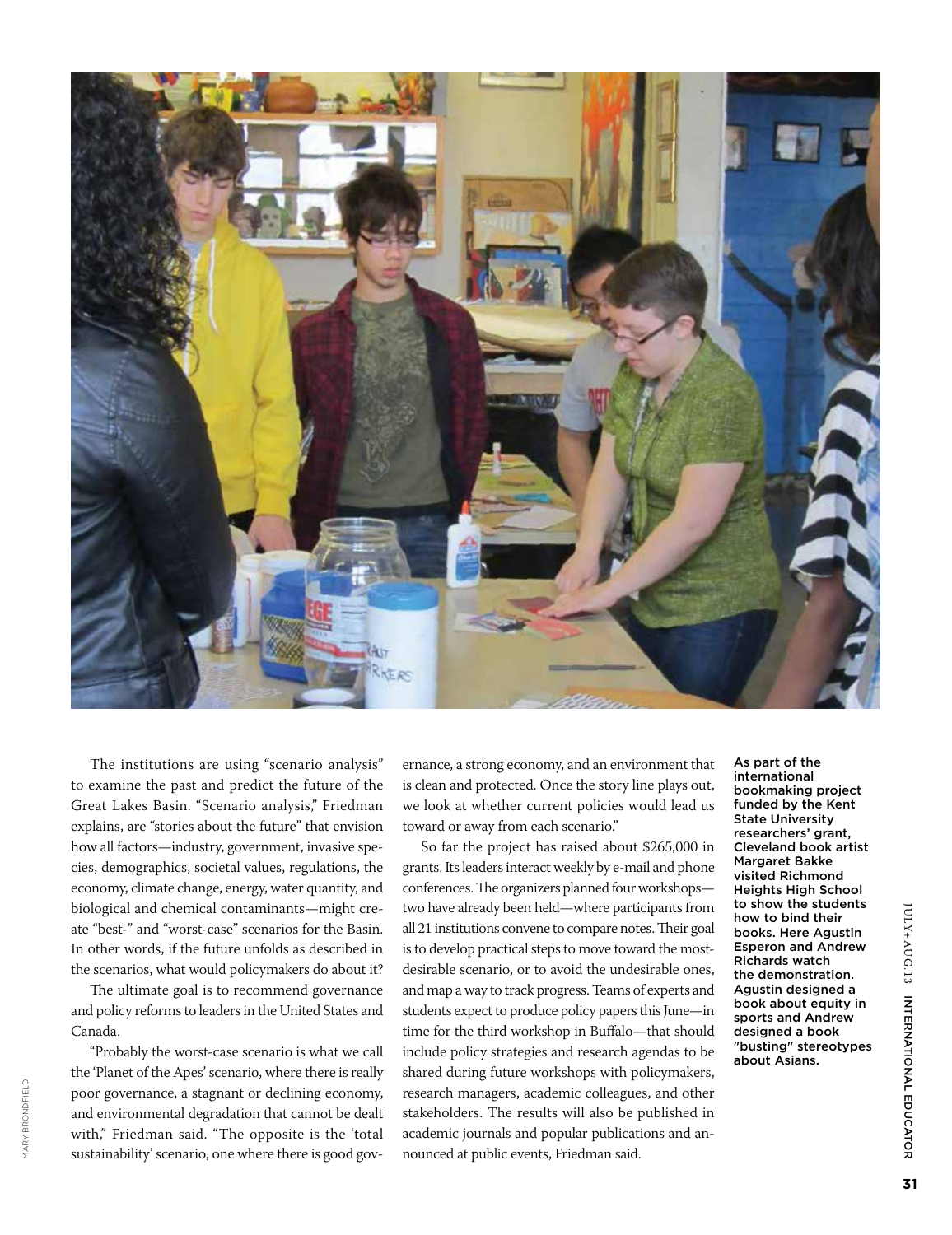The institutions are using "scenario analysis" to examine the past and predict the future of the Great Lakes Basin. "Scenario analysis," Friedman explains, are "stories about the future" that envision how all factors—industry, government, invasive species, demographics, societal values, regulations, the economy, climate change, energy, water quantity, and biological and chemical contaminants—might create "best-" and "worst-case" scenarios for the Basin. In other words, if the future unfolds as described in the scenarios, what would policymakers do about it?

The ultimate goal is to recommend governance and policy reforms to leaders in the United States and Canada.

"Probably the worst-case scenario is what we call the 'Planet of the Apes' scenario, where there is really poor governance, a stagnant or declining economy, and environmental degradation that cannot be dealt with," Friedman said. "The opposite is the 'total sustainability' scenario, one where there is good governance, a strong economy, and an environment that is clean and protected. Once the story line plays out, we look at whether current policies would lead us toward or away from each scenario."

So far the project has raised about $265,000 in grants. Its leaders interact weekly by e-mail and phone conferences. The organizers planned four workshops—two have already been held—where participants from all 21 institutions convene to compare notes. Their goal is to develop practical steps to move toward the most-desirable scenario, or to avoid the undesirable ones, and map a way to track progress. Teams of experts and students expect to produce policy papers this June—in time for the third workshop in Buffalo—that should include policy strategies and research agendas to be shared during future workshops with policymakers, research managers, academic colleagues, and other stakeholders. The results will also be published in academic journals and popular publications and announced at public events, Friedman said.

As part of the international bookmaking project funded by the Kent State University researchers' grant, Cleveland book artist Margaret Bakke visited Richmond Heights High School to show the students how to bind their books. Here Agustin Esperon and Andrew Richards watch the demonstration. Agustin designed a book about equity in sports and Andrew designed a book "busting" stereotypes about Asians.

MARY BRONDFIELD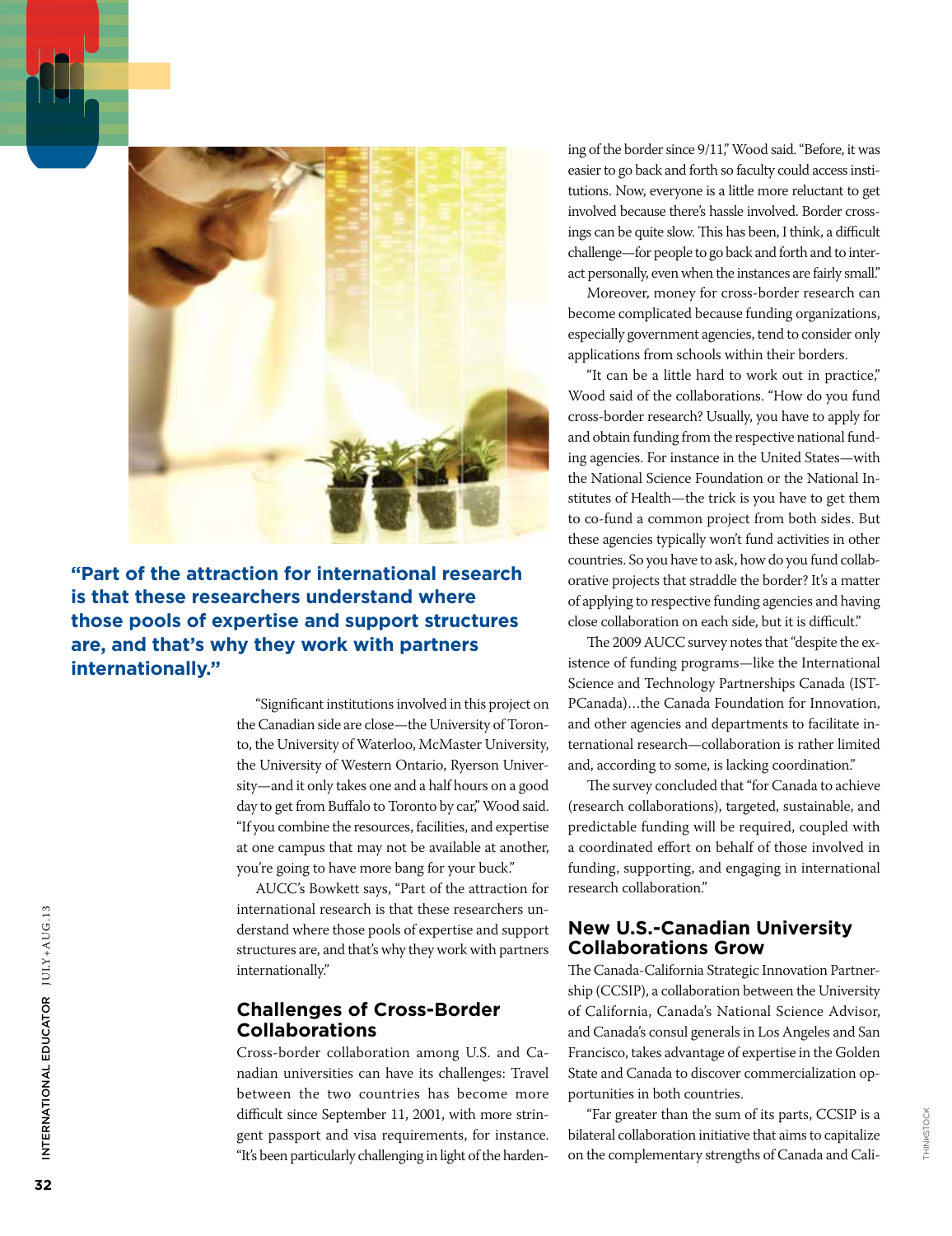**"Part of the attraction for international research is that these researchers understand where those pools of expertise and support structures are, and that's why they work with partners internationally."**

"Significant institutions involved in this project on the Canadian side are close—the University of Toronto, the University of Waterloo, McMaster University, the University of Western Ontario, Ryerson University—and it only takes one and a half hours on a good day to get from Buffalo to Toronto by car," Wood said. "If you combine the resources, facilities, and expertise at one campus that may not be available at another, you're going to have more bang for your buck."

AUCC's Bowkett says, "Part of the attraction for international research is that these researchers understand where those pools of expertise and support structures are, and that's why they work with partners internationally."

## Challenges of Cross-Border Collaborations

Cross-border collaboration among U.S. and Canadian universities can have its challenges: Travel between the two countries has become more difficult since September 11, 2001, with more stringent passport and visa requirements, for instance. "It's been particularly challenging in light of the hardening of the border since 9/11," Wood said. "Before, it was easier to go back and forth so faculty could access institutions. Now, everyone is a little more reluctant to get involved because there's hassle involved. Border crossings can be quite slow. This has been, I think, a difficult challenge—for people to go back and forth and to interact personally, even when the instances are fairly small."

Moreover, money for cross-border research can become complicated because funding organizations, especially government agencies, tend to consider only applications from schools within their borders.

"It can be a little hard to work out in practice," Wood said of the collaborations. "How do you fund cross-border research? Usually, you have to apply for and obtain funding from the respective national funding agencies. For instance in the United States—with the National Science Foundation or the National Institutes of Health—the trick is you have to get them to co-fund a common project from both sides. But these agencies typically won't fund activities in other countries. So you have to ask, how do you fund collaborative projects that straddle the border? It's a matter of applying to respective funding agencies and having close collaboration on each side, but it is difficult."

The 2009 AUCC survey notes that "despite the existence of funding programs—like the International Science and Technology Partnerships Canada (ISTPCanada)…the Canada Foundation for Innovation, and other agencies and departments to facilitate international research—collaboration is rather limited and, according to some, is lacking coordination."

The survey concluded that "for Canada to achieve (research collaborations), targeted, sustainable, and predictable funding will be required, coupled with a coordinated effort on behalf of those involved in funding, supporting, and engaging in international research collaboration."

## New U.S.-Canadian University Collaborations Grow

The Canada-California Strategic Innovation Partnership (CCSIP), a collaboration between the University of California, Canada's National Science Advisor, and Canada's consul generals in Los Angeles and San Francisco, takes advantage of expertise in the Golden State and Canada to discover commercialization opportunities in both countries.

"Far greater than the sum of its parts, CCSIP is a bilateral collaboration initiative that aims to capitalize on the complementary strengths of Canada and Cali-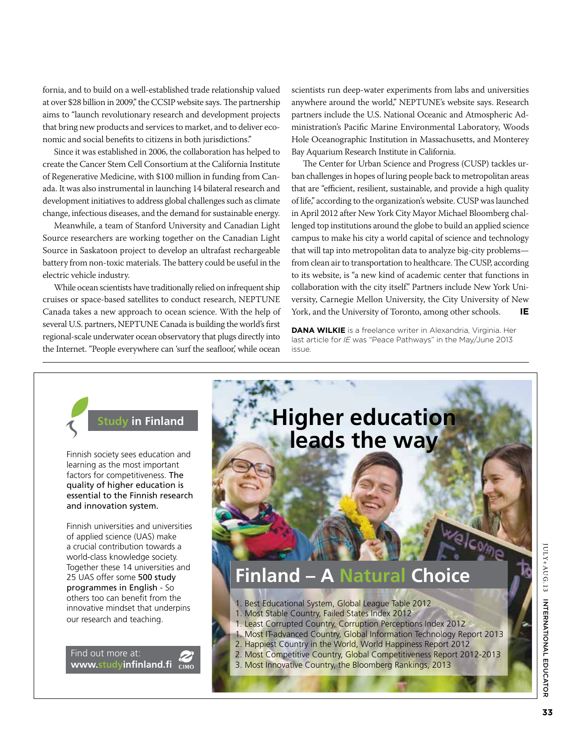fornia, and to build on a well-established trade relationship valued at over $28 billion in 2009," the CCSIP website says. The partnership aims to "launch revolutionary research and development projects that bring new products and services to market, and to deliver economic and social benefits to citizens in both jurisdictions."

Since it was established in 2006, the collaboration has helped to create the Cancer Stem Cell Consortium at the California Institute of Regenerative Medicine, with $100 million in funding from Canada. It was also instrumental in launching 14 bilateral research and development initiatives to address global challenges such as climate change, infectious diseases, and the demand for sustainable energy.

Meanwhile, a team of Stanford University and Canadian Light Source researchers are working together on the Canadian Light Source in Saskatoon project to develop an ultrafast rechargeable battery from non-toxic materials. The battery could be useful in the electric vehicle industry.

While ocean scientists have traditionally relied on infrequent ship cruises or space-based satellites to conduct research, NEPTUNE Canada takes a new approach to ocean science. With the help of several U.S. partners, NEPTUNE Canada is building the world's first regional-scale underwater ocean observatory that plugs directly into the Internet. "People everywhere can 'surf the seafloor,' while ocean scientists run deep-water experiments from labs and universities anywhere around the world," NEPTUNE's website says. Research partners include the U.S. National Oceanic and Atmospheric Administration's Pacific Marine Environmental Laboratory, Woods Hole Oceanographic Institution in Massachusetts, and Monterey Bay Aquarium Research Institute in California.

The Center for Urban Science and Progress (CUSP) tackles urban challenges in hopes of luring people back to metropolitan areas that are "efficient, resilient, sustainable, and provide a high quality of life," according to the organization's website. CUSP was launched in April 2012 after New York City Mayor Michael Bloomberg challenged top institutions around the globe to build an applied science campus to make his city a world capital of science and technology that will tap into metropolitan data to analyze big-city problems—from clean air to transportation to healthcare. The CUSP, according to its website, is "a new kind of academic center that functions in collaboration with the city itself." Partners include New York University, Carnegie Mellon University, the City University of New York, and the University of Toronto, among other schools. **IE**

**DANA WILKIE** is a freelance writer in Alexandria, Virginia. Her last article for *IE* was "Peace Pathways" in the May/June 2013 issue.

---

**Study in Finland**

Finnish society sees education and learning as the most important factors for competitiveness. **The quality of higher education is essential to the Finnish research and innovation system.**

Finnish universities and universities of applied science (UAS) make a crucial contribution towards a world-class knowledge society. Together these 14 universities and 25 UAS offer some **500 study programmes in English** - So others too can benefit from the innovative mindset that underpins our research and teaching.

Find out more at:
**www.studyinfinland.fi** CIMO

# Higher education leads the way

## Finland – A Natural Choice

1. Best Educational System, Global League Table 2012
1. Most Stable Country, Failed States Index 2012
1. Least Corrupted Country, Corruption Perceptions Index 2012
1. Most IT-advanced Country, Global Information Technology Report 2013
2. Happiest Country in the World, World Happiness Report 2012
2. Most Competitive Country, Global Competitiveness Report 2012-2013
3. Most Innovative Country, the Bloomberg Rankings, 2013